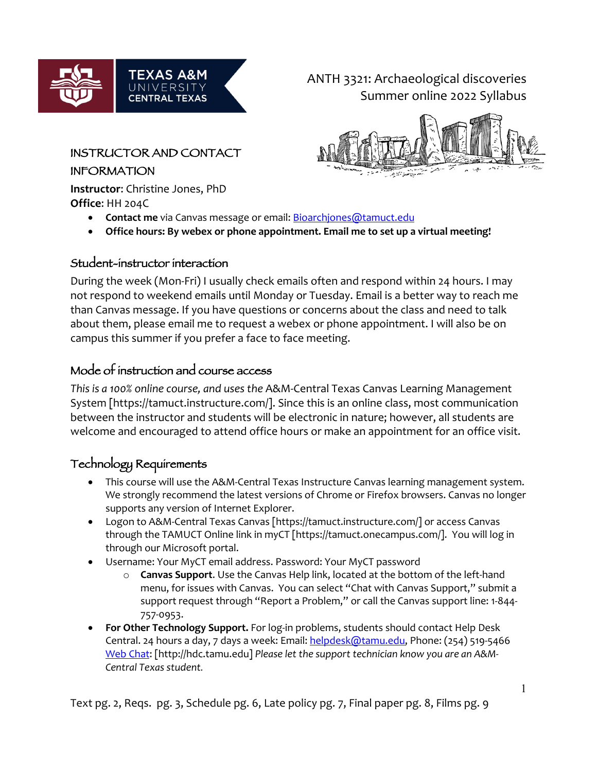ANTH 3321: Archaeological discoveries
Summer online 2022 Syllabus

## INSTRUCTOR AND CONTACT INFORMATION

**Instructor**: Christine Jones, PhD
**Office**: HH 204C

- **Contact me** via Canvas message or email: Bioarchjones@tamuct.edu
- **Office hours: By webex or phone appointment. Email me to set up a virtual meeting!**

## Student-instructor interaction

During the week (Mon-Fri) I usually check emails often and respond within 24 hours. I may not respond to weekend emails until Monday or Tuesday. Email is a better way to reach me than Canvas message. If you have questions or concerns about the class and need to talk about them, please email me to request a webex or phone appointment. I will also be on campus this summer if you prefer a face to face meeting.

## Mode of instruction and course access

*This is a 100% online course, and uses the* A&M-Central Texas Canvas Learning Management System [https://tamuct.instructure.com/]. Since this is an online class, most communication between the instructor and students will be electronic in nature; however, all students are welcome and encouraged to attend office hours or make an appointment for an office visit.

## Technology Requirements

- This course will use the A&M-Central Texas Instructure Canvas learning management system. We strongly recommend the latest versions of Chrome or Firefox browsers. Canvas no longer supports any version of Internet Explorer.
- Logon to A&M-Central Texas Canvas [https://tamuct.instructure.com/] or access Canvas through the TAMUCT Online link in myCT [https://tamuct.onecampus.com/]. You will log in through our Microsoft portal.
- Username: Your MyCT email address. Password: Your MyCT password
    - **Canvas Support**. Use the Canvas Help link, located at the bottom of the left-hand menu, for issues with Canvas. You can select "Chat with Canvas Support," submit a support request through "Report a Problem," or call the Canvas support line: 1-844-757-0953.
- **For Other Technology Support.** For log-in problems, students should contact Help Desk Central. 24 hours a day, 7 days a week: Email: helpdesk@tamu.edu, Phone: (254) 519-5466 Web Chat: [http://hdc.tamu.edu] *Please let the support technician know you are an A&M-Central Texas student.*

Text pg. 2, Reqs. pg. 3, Schedule pg. 6, Late policy pg. 7, Final paper pg. 8, Films pg. 9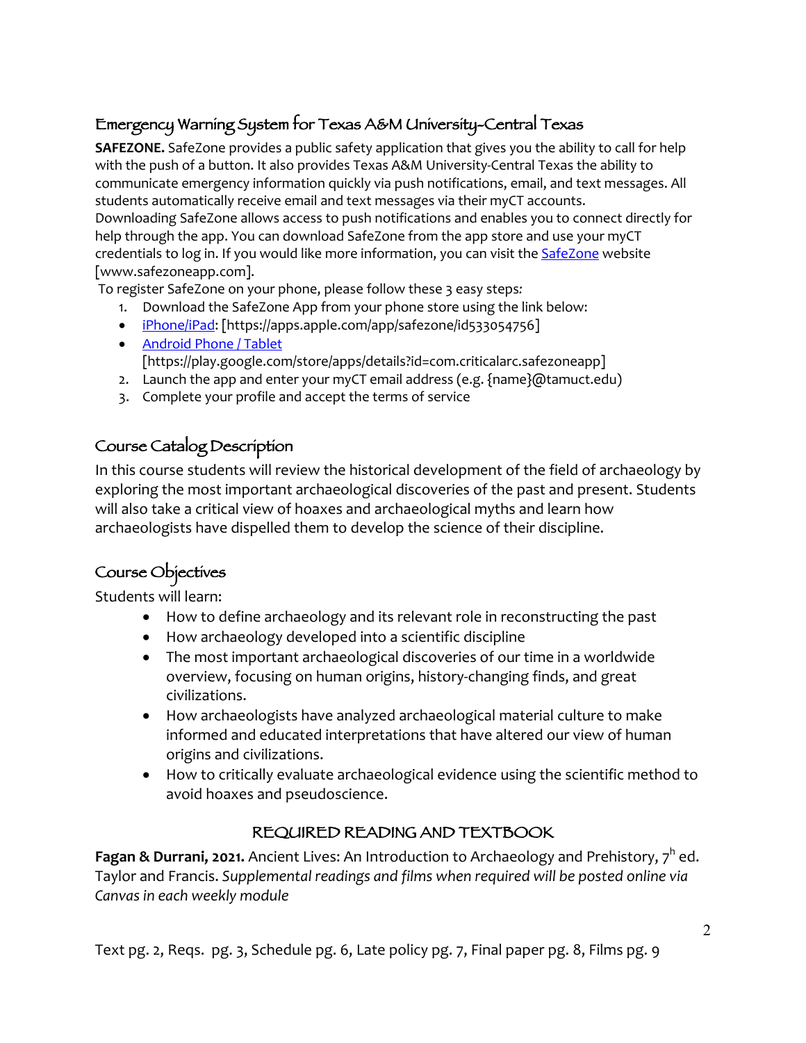## Emergency Warning System for Texas A&M University-Central Texas

**SAFEZONE.** SafeZone provides a public safety application that gives you the ability to call for help with the push of a button. It also provides Texas A&M University-Central Texas the ability to communicate emergency information quickly via push notifications, email, and text messages. All students automatically receive email and text messages via their myCT accounts.
Downloading SafeZone allows access to push notifications and enables you to connect directly for help through the app. You can download SafeZone from the app store and use your myCT credentials to log in. If you would like more information, you can visit the SafeZone website [www.safezoneapp.com].
To register SafeZone on your phone, please follow these 3 easy steps:

1. Download the SafeZone App from your phone store using the link below:
   - iPhone/iPad: [https://apps.apple.com/app/safezone/id533054756]
   - Android Phone / Tablet [https://play.google.com/store/apps/details?id=com.criticalarc.safezoneapp]
2. Launch the app and enter your myCT email address (e.g. {name}@tamuct.edu)
3. Complete your profile and accept the terms of service

## Course Catalog Description

In this course students will review the historical development of the field of archaeology by exploring the most important archaeological discoveries of the past and present. Students will also take a critical view of hoaxes and archaeological myths and learn how archaeologists have dispelled them to develop the science of their discipline.

## Course Objectives

Students will learn:

- How to define archaeology and its relevant role in reconstructing the past
- How archaeology developed into a scientific discipline
- The most important archaeological discoveries of our time in a worldwide overview, focusing on human origins, history-changing finds, and great civilizations.
- How archaeologists have analyzed archaeological material culture to make informed and educated interpretations that have altered our view of human origins and civilizations.
- How to critically evaluate archaeological evidence using the scientific method to avoid hoaxes and pseudoscience.

## REQUIRED READING AND TEXTBOOK

**Fagan & Durrani, 2021.** Ancient Lives: An Introduction to Archaeology and Prehistory, 7h ed. Taylor and Francis. *Supplemental readings and films when required will be posted online via Canvas in each weekly module*

Text pg. 2, Reqs. pg. 3, Schedule pg. 6, Late policy pg. 7, Final paper pg. 8, Films pg. 9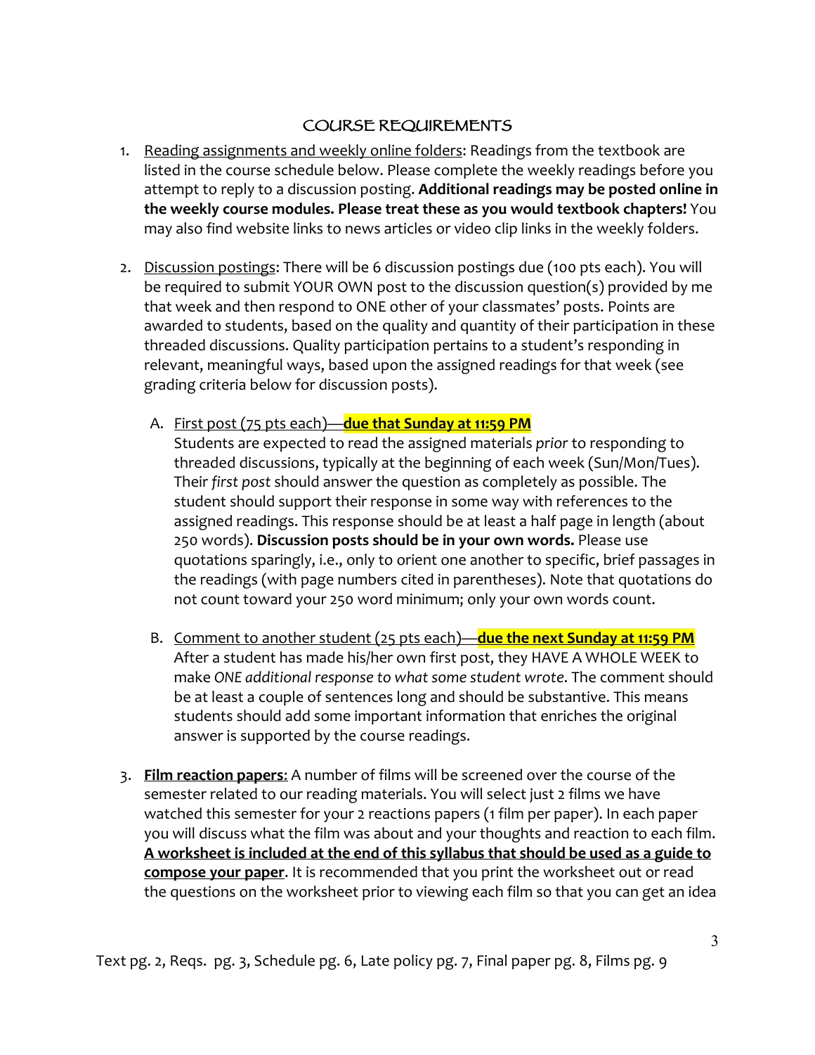## COURSE REQUIREMENTS

1. Reading assignments and weekly online folders: Readings from the textbook are listed in the course schedule below. Please complete the weekly readings before you attempt to reply to a discussion posting. **Additional readings may be posted online in the weekly course modules. Please treat these as you would textbook chapters!** You may also find website links to news articles or video clip links in the weekly folders.

2. Discussion postings: There will be 6 discussion postings due (100 pts each). You will be required to submit YOUR OWN post to the discussion question(s) provided by me that week and then respond to ONE other of your classmates' posts. Points are awarded to students, based on the quality and quantity of their participation in these threaded discussions. Quality participation pertains to a student's responding in relevant, meaningful ways, based upon the assigned readings for that week (see grading criteria below for discussion posts).

   A. First post (75 pts each)—**due that Sunday at 11:59 PM**
   Students are expected to read the assigned materials *prior* to responding to threaded discussions, typically at the beginning of each week (Sun/Mon/Tues). Their *first post* should answer the question as completely as possible. The student should support their response in some way with references to the assigned readings. This response should be at least a half page in length (about 250 words). **Discussion posts should be in your own words.** Please use quotations sparingly, i.e., only to orient one another to specific, brief passages in the readings (with page numbers cited in parentheses). Note that quotations do not count toward your 250 word minimum; only your own words count.

   B. Comment to another student (25 pts each)—**due the next Sunday at 11:59 PM**
   After a student has made his/her own first post, they HAVE A WHOLE WEEK to make *ONE additional response to what some student wrote*. The comment should be at least a couple of sentences long and should be substantive. This means students should add some important information that enriches the original answer is supported by the course readings.

3. **Film reaction papers**: A number of films will be screened over the course of the semester related to our reading materials. You will select just 2 films we have watched this semester for your 2 reactions papers (1 film per paper). In each paper you will discuss what the film was about and your thoughts and reaction to each film. **A worksheet is included at the end of this syllabus that should be used as a guide to compose your paper**. It is recommended that you print the worksheet out or read the questions on the worksheet prior to viewing each film so that you can get an idea

Text pg. 2, Reqs. pg. 3, Schedule pg. 6, Late policy pg. 7, Final paper pg. 8, Films pg. 9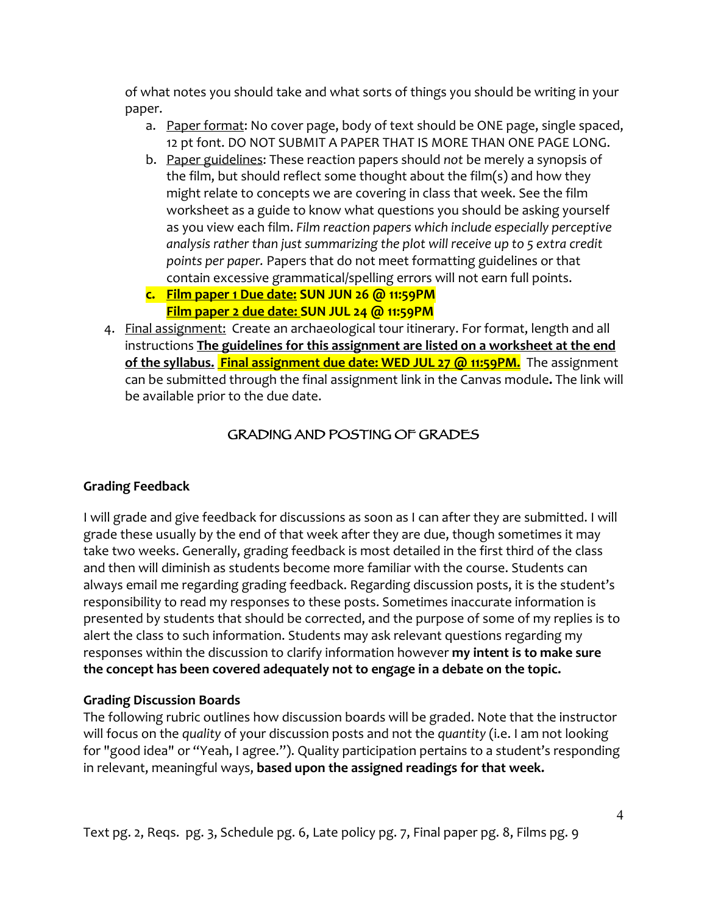of what notes you should take and what sorts of things you should be writing in your paper.

   a. Paper format: No cover page, body of text should be ONE page, single spaced, 12 pt font. DO NOT SUBMIT A PAPER THAT IS MORE THAN ONE PAGE LONG.
   b. Paper guidelines: These reaction papers should *not* be merely a synopsis of the film, but should reflect some thought about the film(s) and how they might relate to concepts we are covering in class that week. See the film worksheet as a guide to know what questions you should be asking yourself as you view each film. *Film reaction papers which include especially perceptive analysis rather than just summarizing the plot will receive up to 5 extra credit points per paper.* Papers that do not meet formatting guidelines or that contain excessive grammatical/spelling errors will not earn full points.
   c. **Film paper 1 Due date: SUN JUN 26 @ 11:59PM**
      **Film paper 2 due date: SUN JUL 24 @ 11:59PM**

4. Final assignment: Create an archaeological tour itinerary. For format, length and all instructions **The guidelines for this assignment are listed on a worksheet at the end of the syllabus.** **Final assignment due date: WED JUL 27 @ 11:59PM.** The assignment can be submitted through the final assignment link in the Canvas module**.** The link will be available prior to the due date.

## GRADING AND POSTING OF GRADES

### Grading Feedback

I will grade and give feedback for discussions as soon as I can after they are submitted. I will grade these usually by the end of that week after they are due, though sometimes it may take two weeks. Generally, grading feedback is most detailed in the first third of the class and then will diminish as students become more familiar with the course. Students can always email me regarding grading feedback. Regarding discussion posts, it is the student's responsibility to read my responses to these posts. Sometimes inaccurate information is presented by students that should be corrected, and the purpose of some of my replies is to alert the class to such information. Students may ask relevant questions regarding my responses within the discussion to clarify information however **my intent is to make sure the concept has been covered adequately not to engage in a debate on the topic.**

### Grading Discussion Boards

The following rubric outlines how discussion boards will be graded. Note that the instructor will focus on the *quality* of your discussion posts and not the *quantity* (i.e. I am not looking for "good idea" or "Yeah, I agree."). Quality participation pertains to a student's responding in relevant, meaningful ways, **based upon the assigned readings for that week.**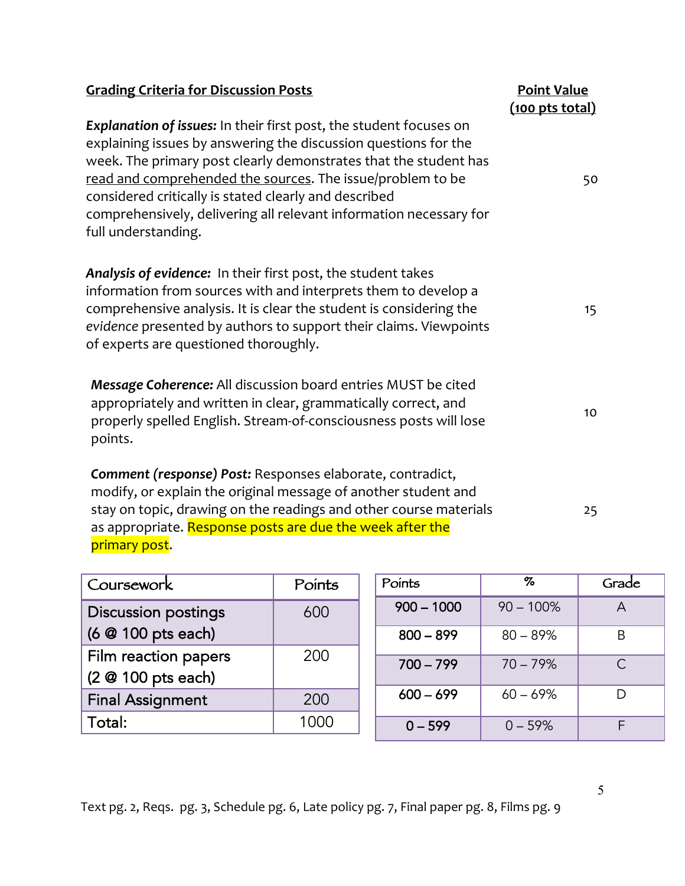| **Grading Criteria for Discussion Posts** | **Point Value (100 pts total)** |
|---|---|
| ***Explanation of issues:*** In their first post, the student focuses on explaining issues by answering the discussion questions for the week. The primary post clearly demonstrates that the student has read and comprehended the sources. The issue/problem to be considered critically is stated clearly and described comprehensively, delivering all relevant information necessary for full understanding. | 50 |
| ***Analysis of evidence:*** In their first post, the student takes information from sources with and interprets them to develop a comprehensive analysis. It is clear the student is considering the *evidence* presented by authors to support their claims. Viewpoints of experts are questioned thoroughly. | 15 |
| ***Message Coherence:*** All discussion board entries MUST be cited appropriately and written in clear, grammatically correct, and properly spelled English. Stream-of-consciousness posts will lose points. | 10 |
| ***Comment (response) Post:*** Responses elaborate, contradict, modify, or explain the original message of another student and stay on topic, drawing on the readings and other course materials as appropriate. Response posts are due the week after the primary post. | 25 |

| Coursework | Points |
|---|---|
| Discussion postings (6 @ 100 pts each) | 600 |
| Film reaction papers (2 @ 100 pts each) | 200 |
| Final Assignment | 200 |
| Total: | 1000 |

| Points | % | Grade |
|---|---|---|
| 900 – 1000 | 90 – 100% | A |
| 800 – 899 | 80 – 89% | B |
| 700 – 799 | 70 – 79% | C |
| 600 – 699 | 60 – 69% | D |
| 0 – 599 | 0 – 59% | F |

Text pg. 2, Reqs. pg. 3, Schedule pg. 6, Late policy pg. 7, Final paper pg. 8, Films pg. 9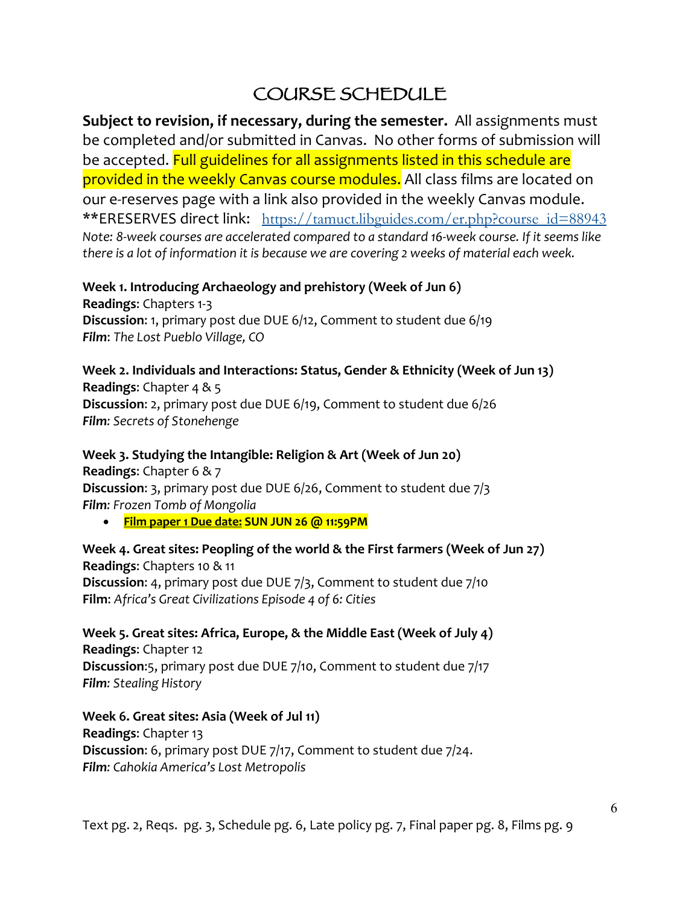# COURSE SCHEDULE

**Subject to revision, if necessary, during the semester.** All assignments must be completed and/or submitted in Canvas. No other forms of submission will be accepted. Full guidelines for all assignments listed in this schedule are provided in the weekly Canvas course modules. All class films are located on our e-reserves page with a link also provided in the weekly Canvas module.
**ERESERVES direct link: https://tamuct.libguides.com/er.php?course_id=88943
*Note: 8-week courses are accelerated compared to a standard 16-week course. If it seems like there is a lot of information it is because we are covering 2 weeks of material each week.*

**Week 1. Introducing Archaeology and prehistory (Week of Jun 6)**
**Readings**: Chapters 1-3
**Discussion**: 1, primary post due DUE 6/12, Comment to student due 6/19
***Film***: *The Lost Pueblo Village, CO*

**Week 2. Individuals and Interactions: Status, Gender & Ethnicity (Week of Jun 13)**
**Readings**: Chapter 4 & 5
**Discussion**: 2, primary post due DUE 6/19, Comment to student due 6/26
***Film**: Secrets of Stonehenge*

**Week 3. Studying the Intangible: Religion & Art (Week of Jun 20)**
**Readings**: Chapter 6 & 7
**Discussion**: 3, primary post due DUE 6/26, Comment to student due 7/3
***Film**: Frozen Tomb of Mongolia*

- **Film paper 1 Due date: SUN JUN 26 @ 11:59PM**

**Week 4. Great sites: Peopling of the world & the First farmers (Week of Jun 27)**
**Readings**: Chapters 10 & 11
**Discussion**: 4, primary post due DUE 7/3, Comment to student due 7/10
**Film**: *Africa's Great Civilizations Episode 4 of 6: Cities*

**Week 5. Great sites: Africa, Europe, & the Middle East (Week of July 4)**
**Readings**: Chapter 12
**Discussion**:5, primary post due DUE 7/10, Comment to student due 7/17
***Film**: Stealing History*

**Week 6. Great sites: Asia (Week of Jul 11)**
**Readings**: Chapter 13
**Discussion**: 6, primary post DUE 7/17, Comment to student due 7/24.
***Film**: Cahokia America's Lost Metropolis*

Text pg. 2, Reqs. pg. 3, Schedule pg. 6, Late policy pg. 7, Final paper pg. 8, Films pg. 9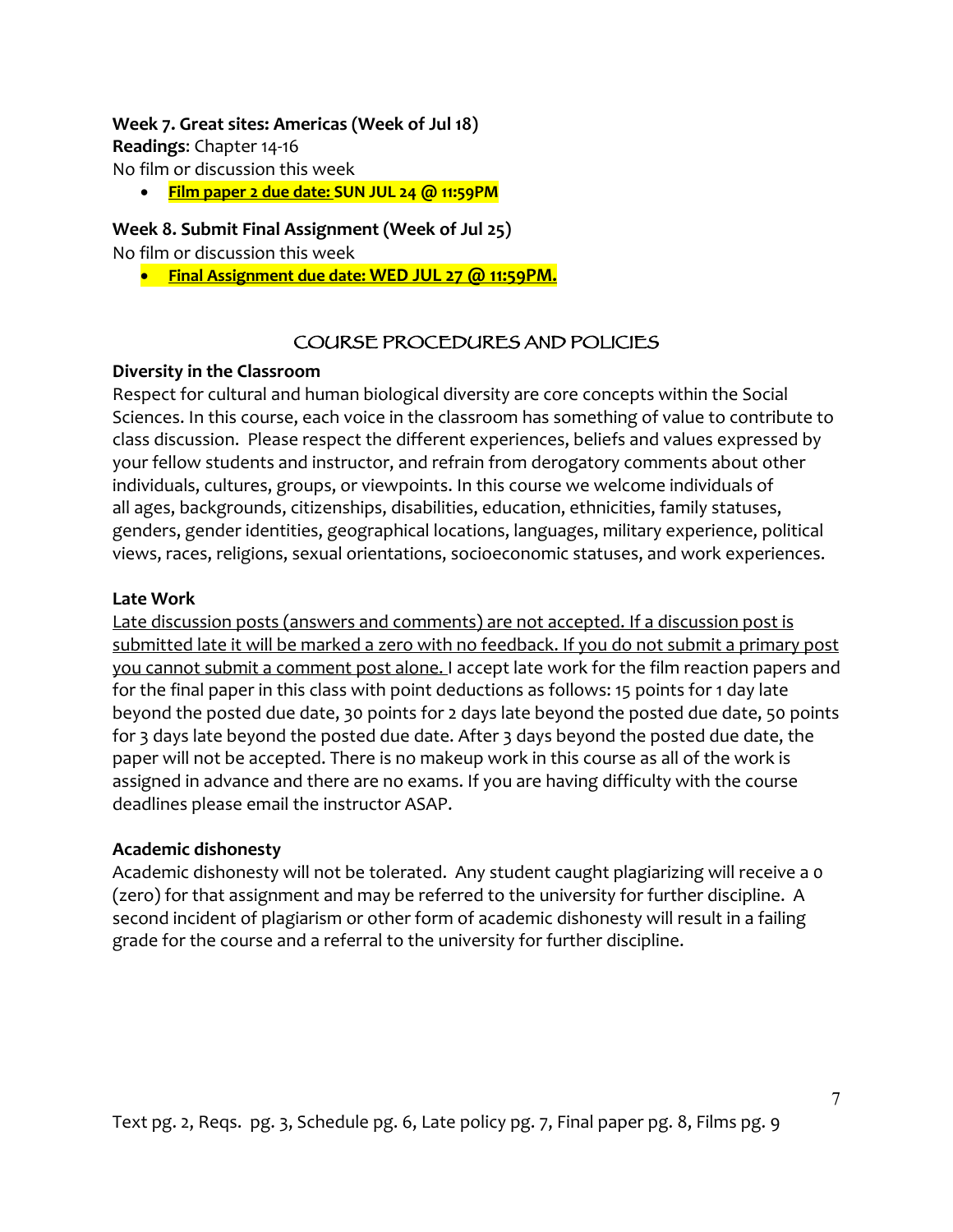**Week 7. Great sites: Americas (Week of Jul 18)**

**Readings**: Chapter 14-16

No film or discussion this week

- **Film paper 2 due date: SUN JUL 24 @ 11:59PM**

**Week 8. Submit Final Assignment (Week of Jul 25)**

No film or discussion this week

- **Final Assignment due date: WED JUL 27 @ 11:59PM.**

## COURSE PROCEDURES AND POLICIES

**Diversity in the Classroom**

Respect for cultural and human biological diversity are core concepts within the Social Sciences. In this course, each voice in the classroom has something of value to contribute to class discussion. Please respect the different experiences, beliefs and values expressed by your fellow students and instructor, and refrain from derogatory comments about other individuals, cultures, groups, or viewpoints. In this course we welcome individuals of all ages, backgrounds, citizenships, disabilities, education, ethnicities, family statuses, genders, gender identities, geographical locations, languages, military experience, political views, races, religions, sexual orientations, socioeconomic statuses, and work experiences.

**Late Work**

Late discussion posts (answers and comments) are not accepted. If a discussion post is submitted late it will be marked a zero with no feedback. If you do not submit a primary post you cannot submit a comment post alone. I accept late work for the film reaction papers and for the final paper in this class with point deductions as follows: 15 points for 1 day late beyond the posted due date, 30 points for 2 days late beyond the posted due date, 50 points for 3 days late beyond the posted due date. After 3 days beyond the posted due date, the paper will not be accepted. There is no makeup work in this course as all of the work is assigned in advance and there are no exams. If you are having difficulty with the course deadlines please email the instructor ASAP.

**Academic dishonesty**

Academic dishonesty will not be tolerated. Any student caught plagiarizing will receive a 0 (zero) for that assignment and may be referred to the university for further discipline. A second incident of plagiarism or other form of academic dishonesty will result in a failing grade for the course and a referral to the university for further discipline.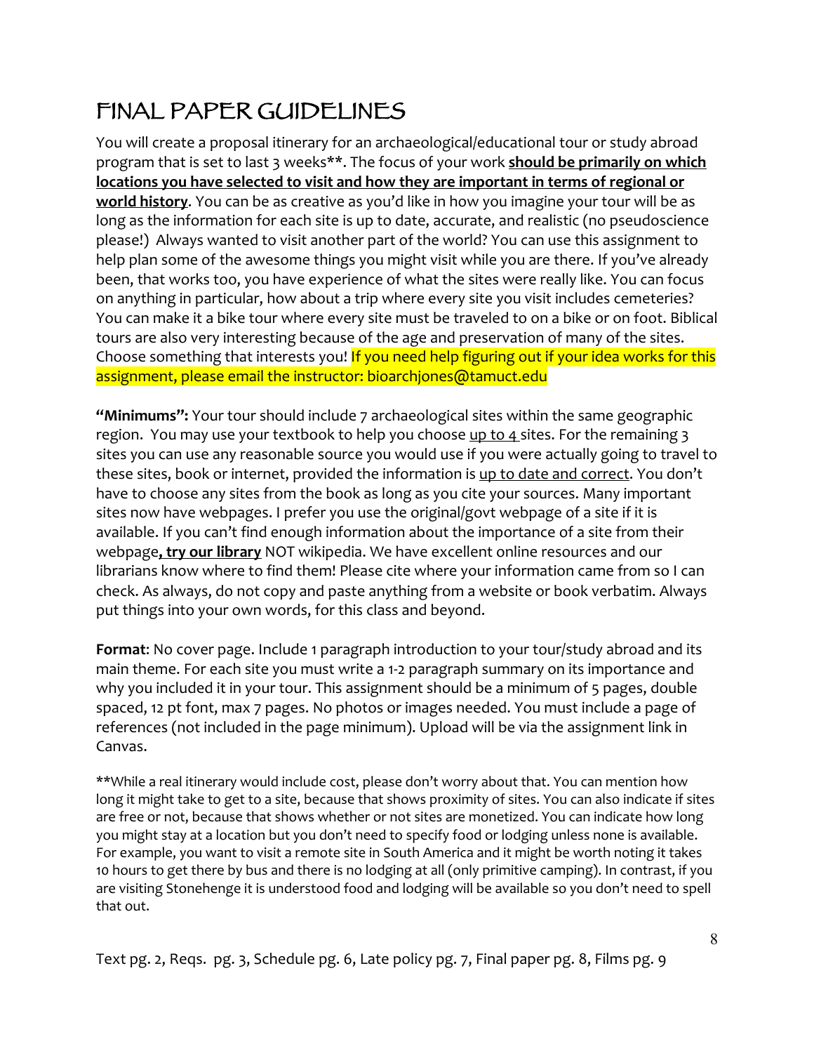# FINAL PAPER GUIDELINES

You will create a proposal itinerary for an archaeological/educational tour or study abroad program that is set to last 3 weeks**. The focus of your work **should be primarily on which locations you have selected to visit and how they are important in terms of regional or world history**. You can be as creative as you'd like in how you imagine your tour will be as long as the information for each site is up to date, accurate, and realistic (no pseudoscience please!) Always wanted to visit another part of the world? You can use this assignment to help plan some of the awesome things you might visit while you are there. If you've already been, that works too, you have experience of what the sites were really like. You can focus on anything in particular, how about a trip where every site you visit includes cemeteries? You can make it a bike tour where every site must be traveled to on a bike or on foot. Biblical tours are also very interesting because of the age and preservation of many of the sites. Choose something that interests you! If you need help figuring out if your idea works for this assignment, please email the instructor: bioarchjones@tamuct.edu

**"Minimums":** Your tour should include 7 archaeological sites within the same geographic region. You may use your textbook to help you choose up to 4 sites. For the remaining 3 sites you can use any reasonable source you would use if you were actually going to travel to these sites, book or internet, provided the information is up to date and correct. You don't have to choose any sites from the book as long as you cite your sources. Many important sites now have webpages. I prefer you use the original/govt webpage of a site if it is available. If you can't find enough information about the importance of a site from their webpage**, try our library** NOT wikipedia. We have excellent online resources and our librarians know where to find them! Please cite where your information came from so I can check. As always, do not copy and paste anything from a website or book verbatim. Always put things into your own words, for this class and beyond.

**Format**: No cover page. Include 1 paragraph introduction to your tour/study abroad and its main theme. For each site you must write a 1-2 paragraph summary on its importance and why you included it in your tour. This assignment should be a minimum of 5 pages, double spaced, 12 pt font, max 7 pages. No photos or images needed. You must include a page of references (not included in the page minimum). Upload will be via the assignment link in Canvas.

**While a real itinerary would include cost, please don't worry about that. You can mention how long it might take to get to a site, because that shows proximity of sites. You can also indicate if sites are free or not, because that shows whether or not sites are monetized. You can indicate how long you might stay at a location but you don't need to specify food or lodging unless none is available. For example, you want to visit a remote site in South America and it might be worth noting it takes 10 hours to get there by bus and there is no lodging at all (only primitive camping). In contrast, if you are visiting Stonehenge it is understood food and lodging will be available so you don't need to spell that out.

Text pg. 2, Reqs. pg. 3, Schedule pg. 6, Late policy pg. 7, Final paper pg. 8, Films pg. 9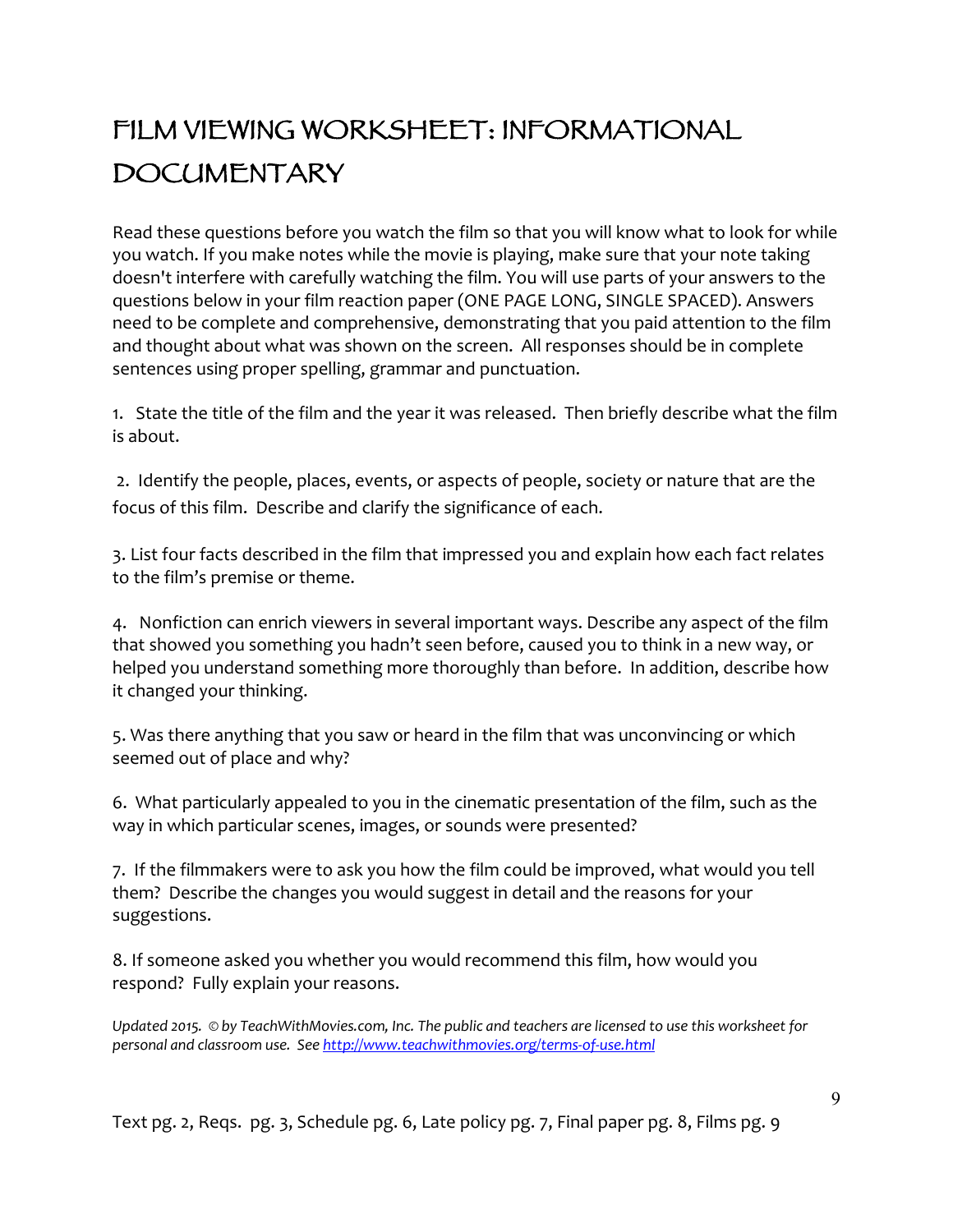# FILM VIEWING WORKSHEET: INFORMATIONAL DOCUMENTARY

Read these questions before you watch the film so that you will know what to look for while you watch. If you make notes while the movie is playing, make sure that your note taking doesn't interfere with carefully watching the film. You will use parts of your answers to the questions below in your film reaction paper (ONE PAGE LONG, SINGLE SPACED). Answers need to be complete and comprehensive, demonstrating that you paid attention to the film and thought about what was shown on the screen. All responses should be in complete sentences using proper spelling, grammar and punctuation.

1. State the title of the film and the year it was released. Then briefly describe what the film is about.

2. Identify the people, places, events, or aspects of people, society or nature that are the focus of this film. Describe and clarify the significance of each.

3. List four facts described in the film that impressed you and explain how each fact relates to the film's premise or theme.

4. Nonfiction can enrich viewers in several important ways. Describe any aspect of the film that showed you something you hadn't seen before, caused you to think in a new way, or helped you understand something more thoroughly than before. In addition, describe how it changed your thinking.

5. Was there anything that you saw or heard in the film that was unconvincing or which seemed out of place and why?

6. What particularly appealed to you in the cinematic presentation of the film, such as the way in which particular scenes, images, or sounds were presented?

7. If the filmmakers were to ask you how the film could be improved, what would you tell them? Describe the changes you would suggest in detail and the reasons for your suggestions.

8. If someone asked you whether you would recommend this film, how would you respond? Fully explain your reasons.

*Updated 2015. © by TeachWithMovies.com, Inc. The public and teachers are licensed to use this worksheet for personal and classroom use. See [http://www.teachwithmovies.org/terms-of-use.html](http://www.teachwithmovies.org/terms-of-use.html)*

Text pg. 2, Reqs. pg. 3, Schedule pg. 6, Late policy pg. 7, Final paper pg. 8, Films pg. 9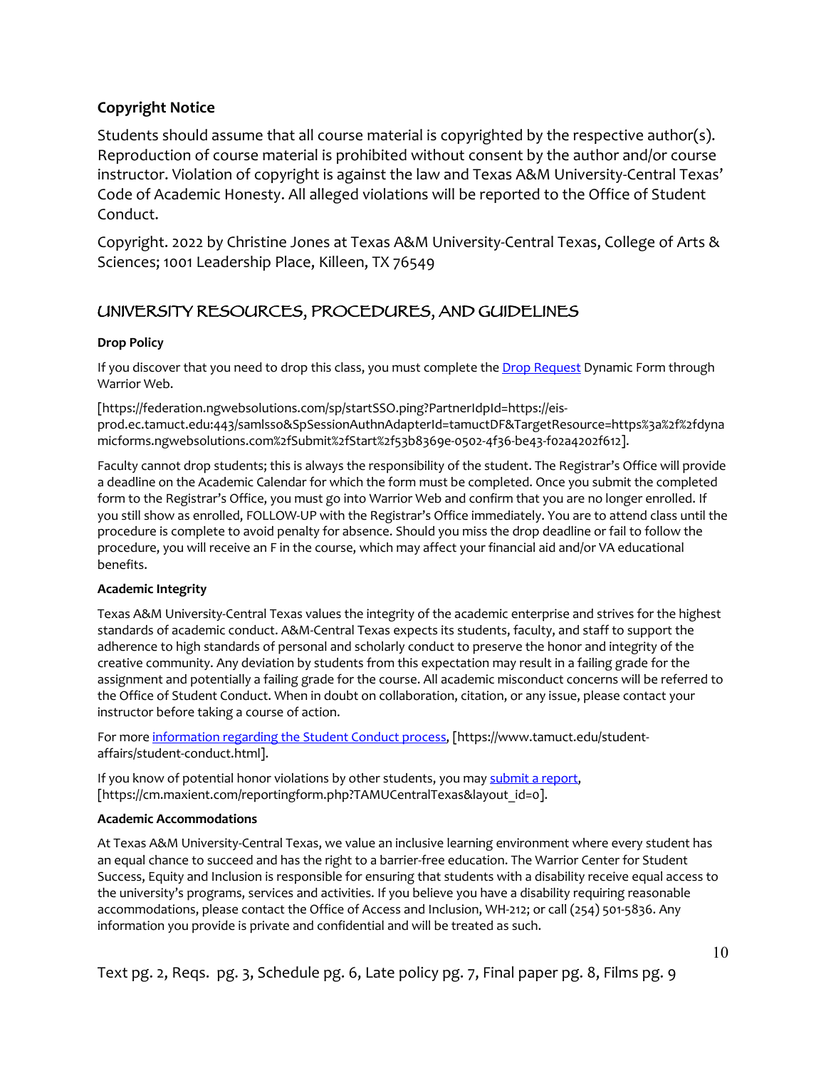## Copyright Notice

Students should assume that all course material is copyrighted by the respective author(s). Reproduction of course material is prohibited without consent by the author and/or course instructor. Violation of copyright is against the law and Texas A&M University-Central Texas' Code of Academic Honesty. All alleged violations will be reported to the Office of Student Conduct.

Copyright. 2022 by Christine Jones at Texas A&M University-Central Texas, College of Arts & Sciences; 1001 Leadership Place, Killeen, TX 76549

## UNIVERSITY RESOURCES, PROCEDURES, AND GUIDELINES

**Drop Policy**

If you discover that you need to drop this class, you must complete the Drop Request Dynamic Form through Warrior Web.

[https://federation.ngwebsolutions.com/sp/startSSO.ping?PartnerIdpId=https://eis-prod.ec.tamuct.edu:443/samlsso&SpSessionAuthnAdapterId=tamuctDF&TargetResource=https%3a%2f%2fdynamicforms.ngwebsolutions.com%2fSubmit%2fStart%2f53b8369e-0502-4f36-be43-f02a4202f612].

Faculty cannot drop students; this is always the responsibility of the student. The Registrar's Office will provide a deadline on the Academic Calendar for which the form must be completed. Once you submit the completed form to the Registrar's Office, you must go into Warrior Web and confirm that you are no longer enrolled. If you still show as enrolled, FOLLOW-UP with the Registrar's Office immediately. You are to attend class until the procedure is complete to avoid penalty for absence. Should you miss the drop deadline or fail to follow the procedure, you will receive an F in the course, which may affect your financial aid and/or VA educational benefits.

**Academic Integrity**

Texas A&M University-Central Texas values the integrity of the academic enterprise and strives for the highest standards of academic conduct. A&M-Central Texas expects its students, faculty, and staff to support the adherence to high standards of personal and scholarly conduct to preserve the honor and integrity of the creative community. Any deviation by students from this expectation may result in a failing grade for the assignment and potentially a failing grade for the course. All academic misconduct concerns will be referred to the Office of Student Conduct. When in doubt on collaboration, citation, or any issue, please contact your instructor before taking a course of action.

For more information regarding the Student Conduct process, [https://www.tamuct.edu/student-affairs/student-conduct.html].

If you know of potential honor violations by other students, you may submit a report, [https://cm.maxient.com/reportingform.php?TAMUCentralTexas&layout_id=0].

**Academic Accommodations**

At Texas A&M University-Central Texas, we value an inclusive learning environment where every student has an equal chance to succeed and has the right to a barrier-free education. The Warrior Center for Student Success, Equity and Inclusion is responsible for ensuring that students with a disability receive equal access to the university's programs, services and activities. If you believe you have a disability requiring reasonable accommodations, please contact the Office of Access and Inclusion, WH-212; or call (254) 501-5836. Any information you provide is private and confidential and will be treated as such.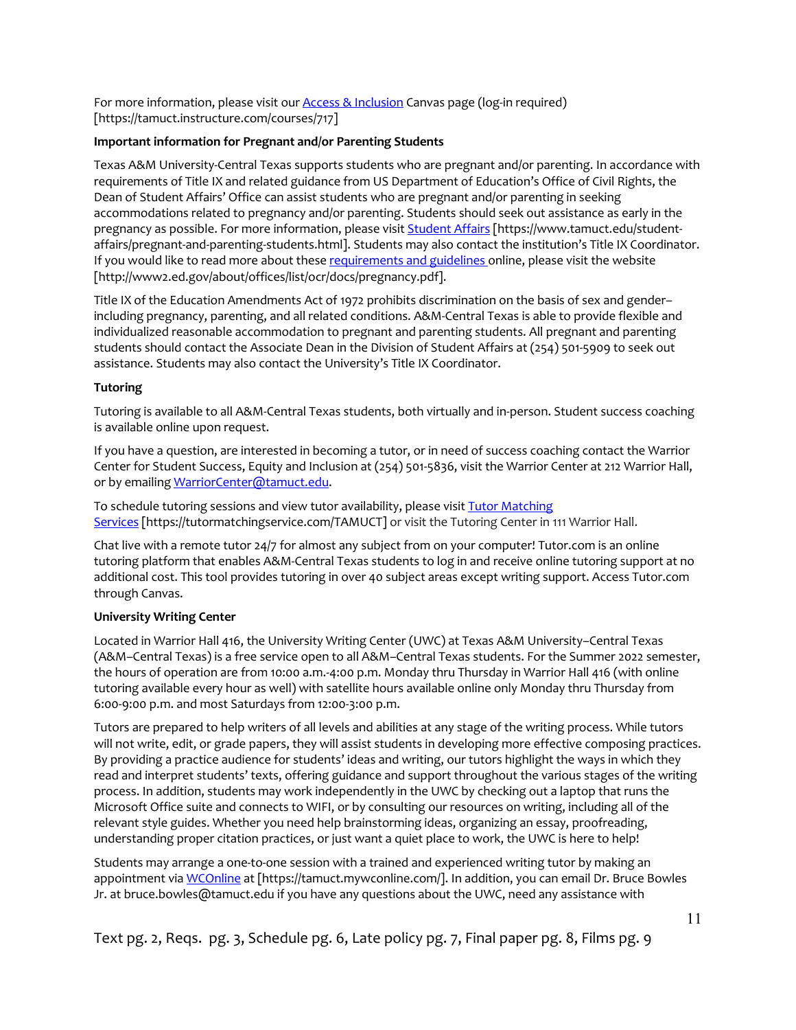For more information, please visit our Access & Inclusion Canvas page (log-in required) [https://tamuct.instructure.com/courses/717]

**Important information for Pregnant and/or Parenting Students**

Texas A&M University-Central Texas supports students who are pregnant and/or parenting. In accordance with requirements of Title IX and related guidance from US Department of Education's Office of Civil Rights, the Dean of Student Affairs' Office can assist students who are pregnant and/or parenting in seeking accommodations related to pregnancy and/or parenting. Students should seek out assistance as early in the pregnancy as possible. For more information, please visit Student Affairs [https://www.tamuct.edu/student-affairs/pregnant-and-parenting-students.html]. Students may also contact the institution's Title IX Coordinator. If you would like to read more about these requirements and guidelines online, please visit the website [http://www2.ed.gov/about/offices/list/ocr/docs/pregnancy.pdf].

Title IX of the Education Amendments Act of 1972 prohibits discrimination on the basis of sex and gender– including pregnancy, parenting, and all related conditions. A&M-Central Texas is able to provide flexible and individualized reasonable accommodation to pregnant and parenting students. All pregnant and parenting students should contact the Associate Dean in the Division of Student Affairs at (254) 501-5909 to seek out assistance. Students may also contact the University's Title IX Coordinator.

**Tutoring**

Tutoring is available to all A&M-Central Texas students, both virtually and in-person. Student success coaching is available online upon request.

If you have a question, are interested in becoming a tutor, or in need of success coaching contact the Warrior Center for Student Success, Equity and Inclusion at (254) 501-5836, visit the Warrior Center at 212 Warrior Hall, or by emailing WarriorCenter@tamuct.edu.

To schedule tutoring sessions and view tutor availability, please visit Tutor Matching Services [https://tutormatchingservice.com/TAMUCT] or visit the Tutoring Center in 111 Warrior Hall.

Chat live with a remote tutor 24/7 for almost any subject from on your computer! Tutor.com is an online tutoring platform that enables A&M-Central Texas students to log in and receive online tutoring support at no additional cost. This tool provides tutoring in over 40 subject areas except writing support. Access Tutor.com through Canvas.

**University Writing Center**

Located in Warrior Hall 416, the University Writing Center (UWC) at Texas A&M University–Central Texas (A&M–Central Texas) is a free service open to all A&M–Central Texas students. For the Summer 2022 semester, the hours of operation are from 10:00 a.m.-4:00 p.m. Monday thru Thursday in Warrior Hall 416 (with online tutoring available every hour as well) with satellite hours available online only Monday thru Thursday from 6:00-9:00 p.m. and most Saturdays from 12:00-3:00 p.m.

Tutors are prepared to help writers of all levels and abilities at any stage of the writing process. While tutors will not write, edit, or grade papers, they will assist students in developing more effective composing practices. By providing a practice audience for students' ideas and writing, our tutors highlight the ways in which they read and interpret students' texts, offering guidance and support throughout the various stages of the writing process. In addition, students may work independently in the UWC by checking out a laptop that runs the Microsoft Office suite and connects to WIFI, or by consulting our resources on writing, including all of the relevant style guides. Whether you need help brainstorming ideas, organizing an essay, proofreading, understanding proper citation practices, or just want a quiet place to work, the UWC is here to help!

Students may arrange a one-to-one session with a trained and experienced writing tutor by making an appointment via WCOnline at [https://tamuct.mywconline.com/]. In addition, you can email Dr. Bruce Bowles Jr. at bruce.bowles@tamuct.edu if you have any questions about the UWC, need any assistance with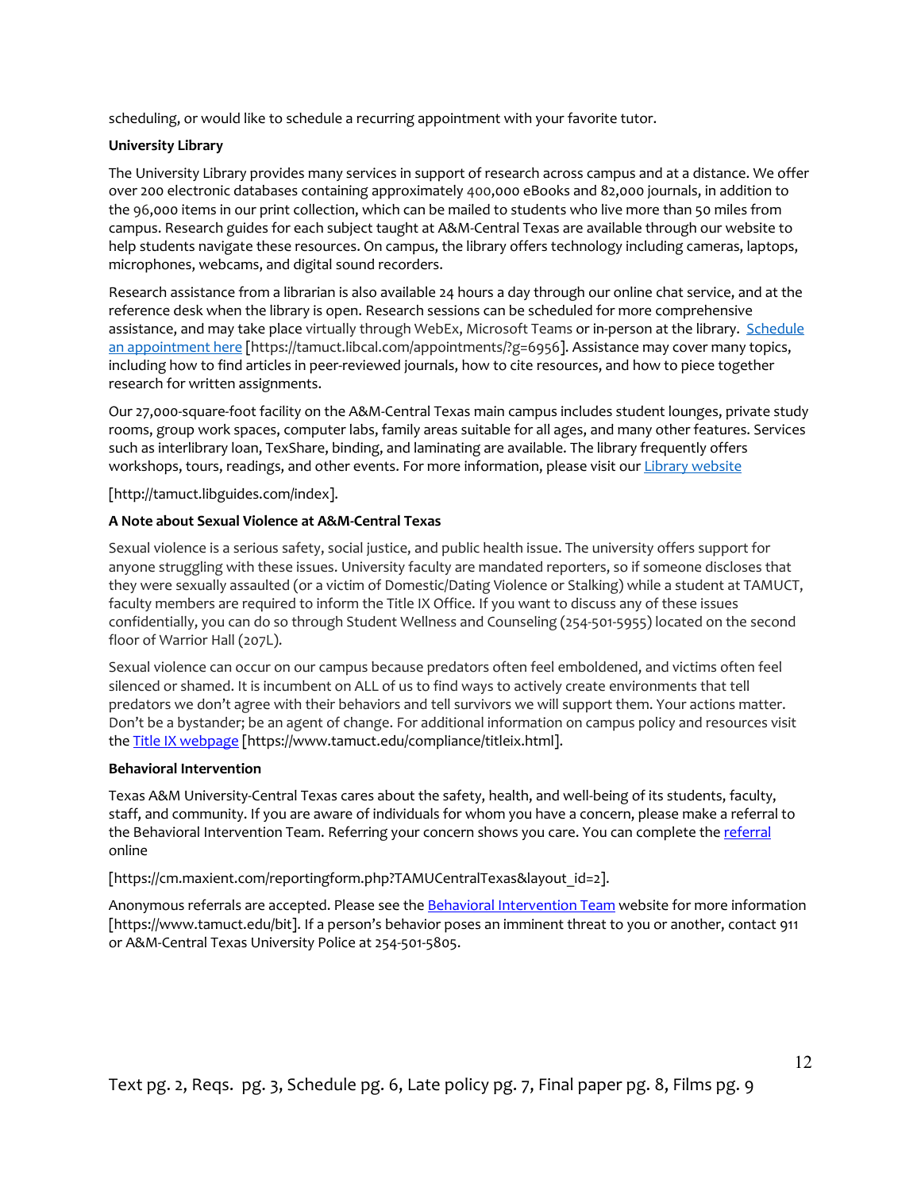scheduling, or would like to schedule a recurring appointment with your favorite tutor.

**University Library**

The University Library provides many services in support of research across campus and at a distance. We offer over 200 electronic databases containing approximately 400,000 eBooks and 82,000 journals, in addition to the 96,000 items in our print collection, which can be mailed to students who live more than 50 miles from campus. Research guides for each subject taught at A&M-Central Texas are available through our website to help students navigate these resources. On campus, the library offers technology including cameras, laptops, microphones, webcams, and digital sound recorders.

Research assistance from a librarian is also available 24 hours a day through our online chat service, and at the reference desk when the library is open. Research sessions can be scheduled for more comprehensive assistance, and may take place virtually through WebEx, Microsoft Teams or in-person at the library. Schedule an appointment here [https://tamuct.libcal.com/appointments/?g=6956]. Assistance may cover many topics, including how to find articles in peer-reviewed journals, how to cite resources, and how to piece together research for written assignments.

Our 27,000-square-foot facility on the A&M-Central Texas main campus includes student lounges, private study rooms, group work spaces, computer labs, family areas suitable for all ages, and many other features. Services such as interlibrary loan, TexShare, binding, and laminating are available. The library frequently offers workshops, tours, readings, and other events. For more information, please visit our Library website

[http://tamuct.libguides.com/index].

**A Note about Sexual Violence at A&M-Central Texas**

Sexual violence is a serious safety, social justice, and public health issue. The university offers support for anyone struggling with these issues. University faculty are mandated reporters, so if someone discloses that they were sexually assaulted (or a victim of Domestic/Dating Violence or Stalking) while a student at TAMUCT, faculty members are required to inform the Title IX Office. If you want to discuss any of these issues confidentially, you can do so through Student Wellness and Counseling (254-501-5955) located on the second floor of Warrior Hall (207L).

Sexual violence can occur on our campus because predators often feel emboldened, and victims often feel silenced or shamed. It is incumbent on ALL of us to find ways to actively create environments that tell predators we don't agree with their behaviors and tell survivors we will support them. Your actions matter. Don't be a bystander; be an agent of change. For additional information on campus policy and resources visit the Title IX webpage [https://www.tamuct.edu/compliance/titleix.html].

**Behavioral Intervention**

Texas A&M University-Central Texas cares about the safety, health, and well-being of its students, faculty, staff, and community. If you are aware of individuals for whom you have a concern, please make a referral to the Behavioral Intervention Team. Referring your concern shows you care. You can complete the referral online

[https://cm.maxient.com/reportingform.php?TAMUCentralTexas&layout_id=2].

Anonymous referrals are accepted. Please see the Behavioral Intervention Team website for more information [https://www.tamuct.edu/bit]. If a person's behavior poses an imminent threat to you or another, contact 911 or A&M-Central Texas University Police at 254-501-5805.